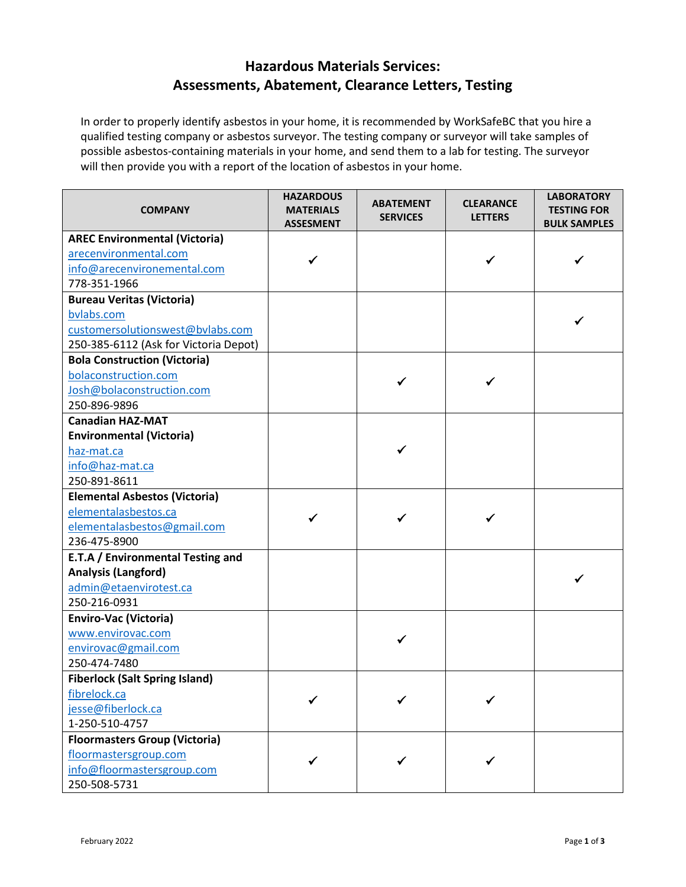# Hazardous Materials Services: Assessments, Abatement, Clearance Letters, Testing

In order to properly identify asbestos in your home, it is recommended by WorkSafeBC that you hire a qualified testing company or asbestos surveyor. The testing company or surveyor will take samples of possible asbestos-containing materials in your home, and send them to a lab for testing. The surveyor will then provide you with a report of the location of asbestos in your home.

| COMPANY | HAZARDOUS MATERIALS ASSESMENT | ABATEMENT SERVICES | CLEARANCE LETTERS | LABORATORY TESTING FOR BULK SAMPLES |
|---|---|---|---|---|
| **AREC Environmental (Victoria)**<br>arecenvironmental.com<br>info@arecenvironemental.com<br>778-351-1966 | ✓ | | ✓ | ✓ |
| **Bureau Veritas (Victoria)**<br>bvlabs.com<br>customersolutionswest@bvlabs.com<br>250-385-6112 (Ask for Victoria Depot) | | | | ✓ |
| **Bola Construction (Victoria)**<br>bolaconstruction.com<br>Josh@bolaconstruction.com<br>250-896-9896 | | ✓ | ✓ | |
| **Canadian HAZ-MAT Environmental (Victoria)**<br>haz-mat.ca<br>info@haz-mat.ca<br>250-891-8611 | | ✓ | | |
| **Elemental Asbestos (Victoria)**<br>elementalasbestos.ca<br>elementalasbestos@gmail.com<br>236-475-8900 | ✓ | ✓ | ✓ | |
| **E.T.A / Environmental Testing and Analysis (Langford)**<br>admin@etaenvirotest.ca<br>250-216-0931 | | | | ✓ |
| **Enviro-Vac (Victoria)**<br>www.envirovac.com<br>envirovac@gmail.com<br>250-474-7480 | | ✓ | | |
| **Fiberlock (Salt Spring Island)**<br>fibrelock.ca<br>jesse@fiberlock.ca<br>1-250-510-4757 | ✓ | ✓ | ✓ | |
| **Floormasters Group (Victoria)**<br>floormastersgroup.com<br>info@floormastersgroup.com<br>250-508-5731 | ✓ | ✓ | ✓ | |

February 2022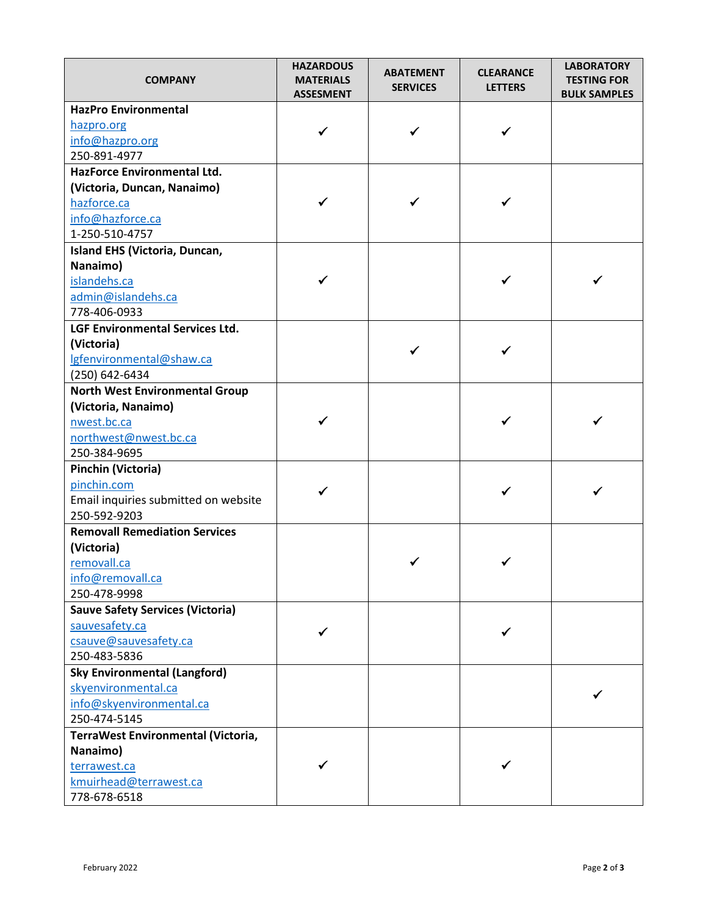| COMPANY | HAZARDOUS MATERIALS ASSESMENT | ABATEMENT SERVICES | CLEARANCE LETTERS | LABORATORY TESTING FOR BULK SAMPLES |
|---|---|---|---|---|
| **HazPro Environmental**<br>hazpro.org<br>info@hazpro.org<br>250-891-4977 | ✓ | ✓ | ✓ | |
| **HazForce Environmental Ltd. (Victoria, Duncan, Nanaimo)**<br>hazforce.ca<br>info@hazforce.ca<br>1-250-510-4757 | ✓ | ✓ | ✓ | |
| **Island EHS (Victoria, Duncan, Nanaimo)**<br>islandehs.ca<br>admin@islandehs.ca<br>778-406-0933 | ✓ | | ✓ | ✓ |
| **LGF Environmental Services Ltd. (Victoria)**<br>lgfenvironmental@shaw.ca<br>(250) 642-6434 | | ✓ | ✓ | |
| **North West Environmental Group (Victoria, Nanaimo)**<br>nwest.bc.ca<br>northwest@nwest.bc.ca<br>250-384-9695 | ✓ | | ✓ | ✓ |
| **Pinchin (Victoria)**<br>pinchin.com<br>Email inquiries submitted on website<br>250-592-9203 | ✓ | | ✓ | ✓ |
| **Removall Remediation Services (Victoria)**<br>removall.ca<br>info@removall.ca<br>250-478-9998 | | ✓ | ✓ | |
| **Sauve Safety Services (Victoria)**<br>sauvesafety.ca<br>csauve@sauvesafety.ca<br>250-483-5836 | ✓ | | ✓ | |
| **Sky Environmental (Langford)**<br>skyenvironmental.ca<br>info@skyenvironmental.ca<br>250-474-5145 | | | | ✓ |
| **TerraWest Environmental (Victoria, Nanaimo)**<br>terrawest.ca<br>kmuirhead@terrawest.ca<br>778-678-6518 | ✓ | | ✓ | |

February 2022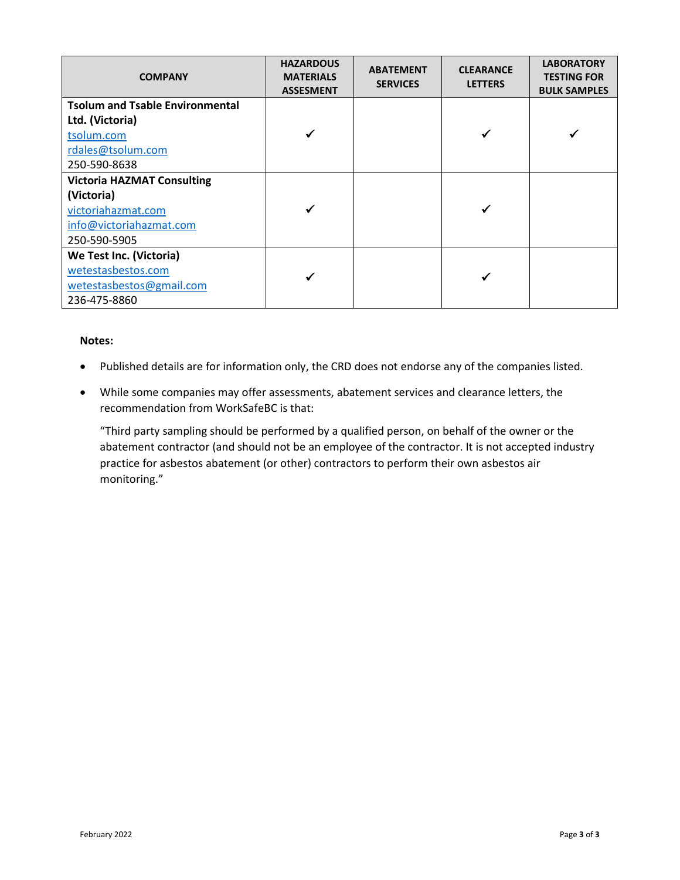| COMPANY | HAZARDOUS MATERIALS ASSESMENT | ABATEMENT SERVICES | CLEARANCE LETTERS | LABORATORY TESTING FOR BULK SAMPLES |
|---|---|---|---|---|
| **Tsolum and Tsable Environmental Ltd. (Victoria)**<br>tsolum.com<br>rdales@tsolum.com<br>250-590-8638 | ✓ | | ✓ | ✓ |
| **Victoria HAZMAT Consulting (Victoria)**<br>victoriahazmat.com<br>info@victoriahazmat.com<br>250-590-5905 | ✓ | | ✓ | |
| **We Test Inc. (Victoria)**<br>wetestasbestos.com<br>wetestasbestos@gmail.com<br>236-475-8860 | ✓ | | ✓ | |

**Notes:**

- Published details are for information only, the CRD does not endorse any of the companies listed.
- While some companies may offer assessments, abatement services and clearance letters, the recommendation from WorkSafeBC is that:

  "Third party sampling should be performed by a qualified person, on behalf of the owner or the abatement contractor (and should not be an employee of the contractor. It is not accepted industry practice for asbestos abatement (or other) contractors to perform their own asbestos air monitoring."

February 2022